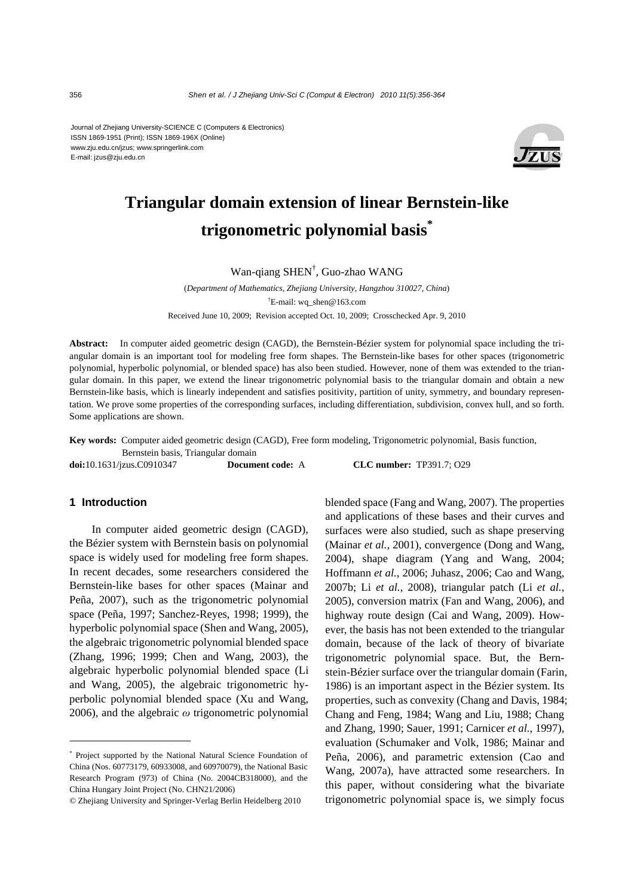Journal of Zhejiang University-SCIENCE C (Computers & Electronics)
ISSN 1869-1951 (Print); ISSN 1869-196X (Online)
www.zju.edu.cn/jzus; www.springerlink.com
E-mail: jzus@zju.edu.cn

# Triangular domain extension of linear Bernstein-like trigonometric polynomial basis*

Wan-qiang SHEN†, Guo-zhao WANG

(*Department of Mathematics, Zhejiang University, Hangzhou 310027, China*)

†E-mail: wq_shen@163.com

Received June 10, 2009; Revision accepted Oct. 10, 2009; Crosschecked Apr. 9, 2010

**Abstract:** In computer aided geometric design (CAGD), the Bernstein-Bézier system for polynomial space including the triangular domain is an important tool for modeling free form shapes. The Bernstein-like bases for other spaces (trigonometric polynomial, hyperbolic polynomial, or blended space) has also been studied. However, none of them was extended to the triangular domain. In this paper, we extend the linear trigonometric polynomial basis to the triangular domain and obtain a new Bernstein-like basis, which is linearly independent and satisfies positivity, partition of unity, symmetry, and boundary representation. We prove some properties of the corresponding surfaces, including differentiation, subdivision, convex hull, and so forth. Some applications are shown.

**Key words:** Computer aided geometric design (CAGD), Free form modeling, Trigonometric polynomial, Basis function, Bernstein basis, Triangular domain

**doi:**10.1631/jzus.C0910347 **Document code:** A **CLC number:** TP391.7; O29

## 1 Introduction

In computer aided geometric design (CAGD), the Bézier system with Bernstein basis on polynomial space is widely used for modeling free form shapes. In recent decades, some researchers considered the Bernstein-like bases for other spaces (Mainar and Peña, 2007), such as the trigonometric polynomial space (Peña, 1997; Sanchez-Reyes, 1998; 1999), the hyperbolic polynomial space (Shen and Wang, 2005), the algebraic trigonometric polynomial blended space (Zhang, 1996; 1999; Chen and Wang, 2003), the algebraic hyperbolic polynomial blended space (Li and Wang, 2005), the algebraic trigonometric hyperbolic polynomial blended space (Xu and Wang, 2006), and the algebraic $\omega$ trigonometric polynomial blended space (Fang and Wang, 2007). The properties and applications of these bases and their curves and surfaces were also studied, such as shape preserving (Mainar *et al.*, 2001), convergence (Dong and Wang, 2004), shape diagram (Yang and Wang, 2004; Hoffmann *et al.*, 2006; Juhasz, 2006; Cao and Wang, 2007b; Li *et al.*, 2008), triangular patch (Li *et al.*, 2005), conversion matrix (Fan and Wang, 2006), and highway route design (Cai and Wang, 2009). However, the basis has not been extended to the triangular domain, because of the lack of theory of bivariate trigonometric polynomial space. But, the Bernstein-Bézier surface over the triangular domain (Farin, 1986) is an important aspect in the Bézier system. Its properties, such as convexity (Chang and Davis, 1984; Chang and Feng, 1984; Wang and Liu, 1988; Chang and Zhang, 1990; Sauer, 1991; Carnicer *et al.*, 1997), evaluation (Schumaker and Volk, 1986; Mainar and Peña, 2006), and parametric extension (Cao and Wang, 2007a), have attracted some researchers. In this paper, without considering what the bivariate trigonometric polynomial space is, we simply focus

---

* Project supported by the National Natural Science Foundation of China (Nos. 60773179, 60933008, and 60970079), the National Basic Research Program (973) of China (No. 2004CB318000), and the China Hungary Joint Project (No. CHN21/2006)

© Zhejiang University and Springer-Verlag Berlin Heidelberg 2010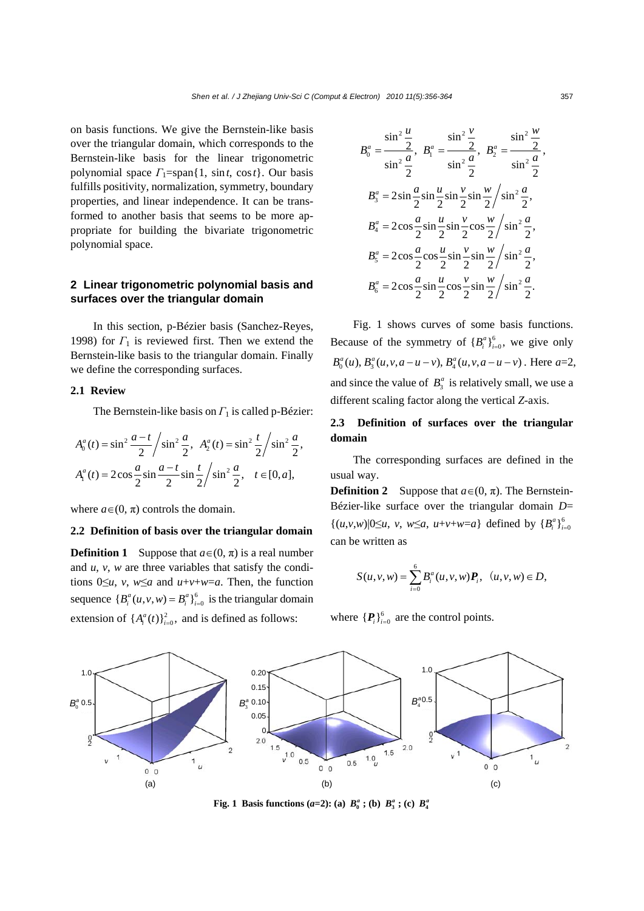on basis functions. We give the Bernstein-like basis over the triangular domain, which corresponds to the Bernstein-like basis for the linear trigonometric polynomial space $\Gamma_1$=span{1, sin*t*, cos*t*}. Our basis fulfills positivity, normalization, symmetry, boundary properties, and linear independence. It can be transformed to another basis that seems to be more appropriate for building the bivariate trigonometric polynomial space.

## 2 Linear trigonometric polynomial basis and surfaces over the triangular domain

In this section, p-Bézier basis (Sanchez-Reyes, 1998) for $\Gamma_1$ is reviewed first. Then we extend the Bernstein-like basis to the triangular domain. Finally we define the corresponding surfaces.

### 2.1 Review

The Bernstein-like basis on $\Gamma_1$ is called p-Bézier:

$$A_0^a(t) = \sin^2\frac{a-t}{2}\Big/\sin^2\frac{a}{2},\quad A_2^a(t) = \sin^2\frac{t}{2}\Big/\sin^2\frac{a}{2},$$
$$A_1^a(t) = 2\cos\frac{a}{2}\sin\frac{a-t}{2}\sin\frac{t}{2}\Big/\sin^2\frac{a}{2},\quad t\in[0,a],$$

where $a\in(0, \pi)$ controls the domain.

### 2.2 Definition of basis over the triangular domain

**Definition 1** Suppose that $a\in(0, \pi)$ is a real number and $u$, $v$, $w$ are three variables that satisfy the conditions $0\le u,\ v,\ w\le a$ and $u+v+w=a$. Then, the function sequence $\{B_i^a(u,v,w) = B_i^a\}_{i=0}^6$ is the triangular domain extension of $\{A_i^a(t)\}_{i=0}^2$, and is defined as follows:

$$B_0^a = \frac{\sin^2\frac{u}{2}}{\sin^2\frac{a}{2}},\quad B_1^a = \frac{\sin^2\frac{v}{2}}{\sin^2\frac{a}{2}},\quad B_2^a = \frac{\sin^2\frac{w}{2}}{\sin^2\frac{a}{2}},$$
$$B_3^a = 2\sin\frac{a}{2}\sin\frac{u}{2}\sin\frac{v}{2}\sin\frac{w}{2}\Big/\sin^2\frac{a}{2},$$
$$B_4^a = 2\cos\frac{a}{2}\sin\frac{u}{2}\sin\frac{v}{2}\cos\frac{w}{2}\Big/\sin^2\frac{a}{2},$$
$$B_5^a = 2\cos\frac{a}{2}\cos\frac{u}{2}\sin\frac{v}{2}\sin\frac{w}{2}\Big/\sin^2\frac{a}{2},$$
$$B_6^a = 2\cos\frac{a}{2}\sin\frac{u}{2}\cos\frac{v}{2}\sin\frac{w}{2}\Big/\sin^2\frac{a}{2}.$$

Fig. 1 shows curves of some basis functions. Because of the symmetry of $\{B_i^a\}_{i=0}^6$, we give only $B_0^a(u),\ B_3^a(u,v,a-u-v),\ B_4^a(u,v,a-u-v)$. Here $a$=2, and since the value of $B_3^a$ is relatively small, we use a different scaling factor along the vertical *Z*-axis.

### 2.3 Definition of surfaces over the triangular domain

The corresponding surfaces are defined in the usual way.

**Definition 2** Suppose that $a\in(0, \pi)$. The Bernstein-Bézier-like surface over the triangular domain $D=\{(u,v,w)|0\le u,\ v,\ w\le a,\ u+v+w=a\}$ defined by $\{B_i^a\}_{i=0}^6$ can be written as

$$S(u,v,w) = \sum_{i=0}^{6} B_i^a(u,v,w)\boldsymbol{P}_i,\quad (u,v,w)\in D,$$

where $\{\boldsymbol{P}_i\}_{i=0}^6$ are the control points.

**Fig. 1 Basis functions ($a$=2): (a) $B_0^a$; (b) $B_3^a$; (c) $B_4^a$**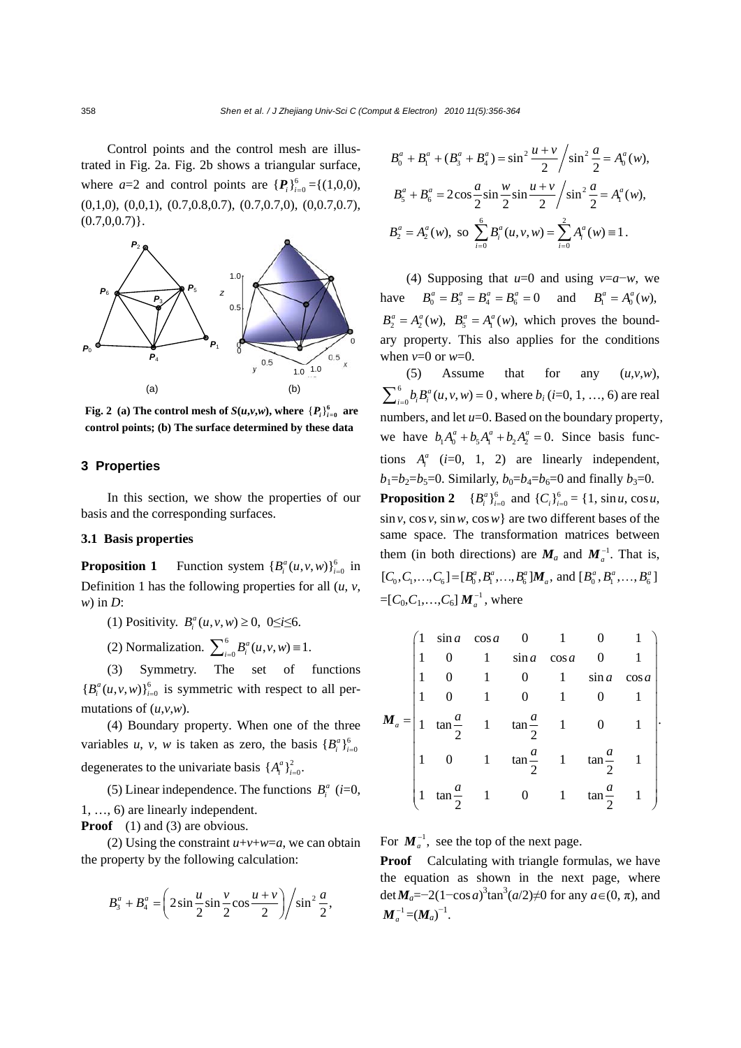Control points and the control mesh are illustrated in Fig. 2a. Fig. 2b shows a triangular surface, where $a$=2 and control points are $\{\boldsymbol{P}_i\}_{i=0}^{6}$ ={(1,0,0), (0,1,0), (0,0,1), (0.7,0.8,0.7), (0.7,0.7,0), (0,0.7,0.7), (0.7,0,0.7)}.

**Fig. 2 (a) The control mesh of $S(u,v,w)$, where $\{\boldsymbol{P}_i\}_{i=0}^{6}$ are control points; (b) The surface determined by these data**

## 3 Properties

In this section, we show the properties of our basis and the corresponding surfaces.

### 3.1 Basis properties

**Proposition 1** Function system $\{B_i^a(u,v,w)\}_{i=0}^{6}$ in Definition 1 has the following properties for all ($u$, $v$, $w$) in $D$:

(1) Positivity. $B_i^a(u,v,w)\geq 0$, 0≤$i$≤6.

(2) Normalization. $\sum_{i=0}^{6} B_i^a(u,v,w)\equiv 1$.

(3) Symmetry. The set of functions $\{B_i^a(u,v,w)\}_{i=0}^{6}$ is symmetric with respect to all permutations of ($u$,$v$,$w$).

(4) Boundary property. When one of the three variables $u$, $v$, $w$ is taken as zero, the basis $\{B_i^a\}_{i=0}^{6}$ degenerates to the univariate basis $\{A_i^a\}_{i=0}^{2}$.

(5) Linear independence. The functions $B_i^a$ ($i$=0, 1, …, 6) are linearly independent.

**Proof** (1) and (3) are obvious.

(2) Using the constraint $u$+$v$+$w$=$a$, we can obtain the property by the following calculation:

$$B_3^a+B_4^a=\left(2\sin\frac{u}{2}\sin\frac{v}{2}\cos\frac{u+v}{2}\right)\Big/\sin^2\frac{a}{2},$$

$$B_0^a+B_1^a+(B_3^a+B_4^a)=\sin^2\frac{u+v}{2}\Big/\sin^2\frac{a}{2}=A_0^a(w),$$

$$B_5^a+B_6^a=2\cos\frac{a}{2}\sin\frac{w}{2}\sin\frac{u+v}{2}\Big/\sin^2\frac{a}{2}=A_1^a(w),$$

$$B_2^a=A_2^a(w),\ \text{so}\ \sum_{i=0}^{6}B_i^a(u,v,w)=\sum_{i=0}^{2}A_i^a(w)\equiv 1.$$

(4) Supposing that $u$=0 and using $v$=$a$−$w$, we have $B_0^a=B_3^a=B_4^a=B_6^a=0$ and $B_1^a=A_0^a(w)$, $B_2^a=A_2^a(w)$, $B_5^a=A_1^a(w)$, which proves the boundary property. This also applies for the conditions when $v$=0 or $w$=0.

(5) Assume that for any ($u$,$v$,$w$), $\sum_{i=0}^{6}b_iB_i^a(u,v,w)=0$, where $b_i$ ($i$=0, 1, …, 6) are real numbers, and let $u$=0. Based on the boundary property, we have $b_1A_0^a+b_5A_1^a+b_2A_2^a=0$. Since basis functions $A_i^a$ ($i$=0, 1, 2) are linearly independent, $b_1$=$b_2$=$b_5$=0. Similarly, $b_0$=$b_4$=$b_6$=0 and finally $b_3$=0.

**Proposition 2** $\{B_i^a\}_{i=0}^{6}$ and $\{C_i\}_{i=0}^{6}$ = {1, sin$u$, cos$u$, sin$v$, cos$v$, sin$w$, cos$w$} are two different bases of the same space. The transformation matrices between them (in both directions) are $\boldsymbol{M}_a$ and $\boldsymbol{M}_a^{-1}$. That is, $[C_0,C_1,\ldots,C_6]=[B_0^a,B_1^a,\ldots,B_6^a]\boldsymbol{M}_a$, and $[B_0^a,B_1^a,\ldots,B_6^a]=[C_0,C_1,\ldots,C_6]\boldsymbol{M}_a^{-1}$, where

$$\boldsymbol{M}_a=\begin{pmatrix}1 & \sin a & \cos a & 0 & 1 & 0 & 1\\ 1 & 0 & 1 & \sin a & \cos a & 0 & 1\\ 1 & 0 & 1 & 0 & 1 & \sin a & \cos a\\ 1 & 0 & 1 & 0 & 1 & 0 & 1\\ 1 & \tan\frac{a}{2} & 1 & \tan\frac{a}{2} & 1 & 0 & 1\\ 1 & 0 & 1 & \tan\frac{a}{2} & 1 & \tan\frac{a}{2} & 1\\ 1 & \tan\frac{a}{2} & 1 & 0 & 1 & \tan\frac{a}{2} & 1\end{pmatrix}.$$

For $\boldsymbol{M}_a^{-1}$, see the top of the next page.

**Proof** Calculating with triangle formulas, we have the equation as shown in the next page, where det$\boldsymbol{M}_a$=−2(1−cos$a$)$^3$tan$^3$($a$/2)≠0 for any $a$∈(0, π), and $\boldsymbol{M}_a^{-1}$=($\boldsymbol{M}_a$)$^{-1}$.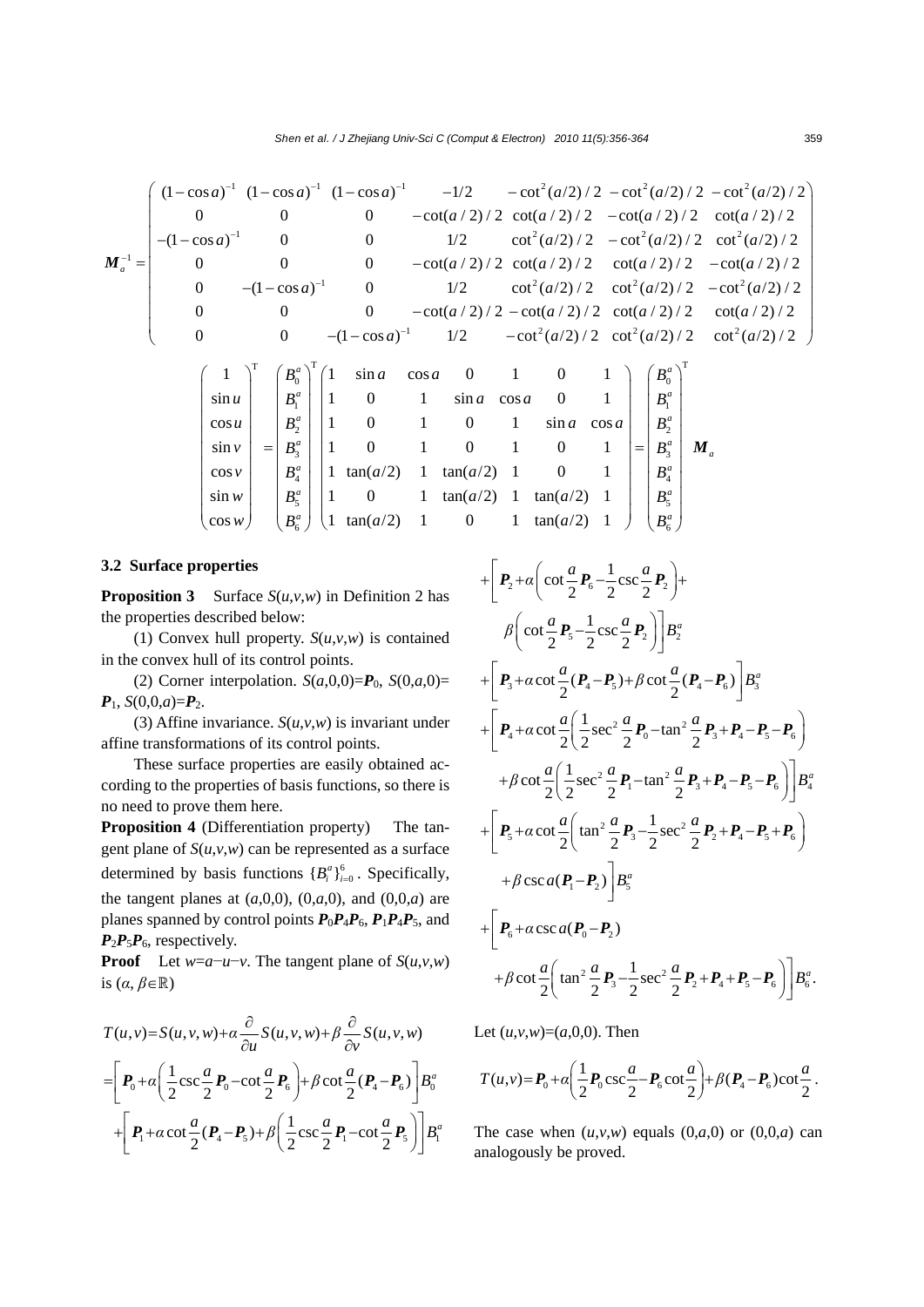$$
\boldsymbol{M}_a^{-1}=\begin{pmatrix}
(1-\cos a)^{-1} & (1-\cos a)^{-1} & (1-\cos a)^{-1} & -1/2 & -\cot^2(a/2)/2 & -\cot^2(a/2)/2 & -\cot^2(a/2)/2\\
0 & 0 & 0 & -\cot(a/2)/2 & \cot(a/2)/2 & -\cot(a/2)/2 & \cot(a/2)/2\\
-(1-\cos a)^{-1} & 0 & 0 & 1/2 & \cot^2(a/2)/2 & -\cot^2(a/2)/2 & \cot^2(a/2)/2\\
0 & 0 & 0 & -\cot(a/2)/2 & \cot(a/2)/2 & \cot(a/2)/2 & -\cot(a/2)/2\\
0 & -(1-\cos a)^{-1} & 0 & 1/2 & \cot^2(a/2)/2 & \cot^2(a/2)/2 & -\cot^2(a/2)/2\\
0 & 0 & 0 & -\cot(a/2)/2 & -\cot(a/2)/2 & \cot(a/2)/2 & \cot(a/2)/2\\
0 & 0 & -(1-\cos a)^{-1} & 1/2 & -\cot^2(a/2)/2 & \cot^2(a/2)/2 & \cot^2(a/2)/2
\end{pmatrix}
$$

$$
\begin{pmatrix} 1\\ \sin u\\ \cos u\\ \sin v\\ \cos v\\ \sin w\\ \cos w \end{pmatrix}^{\mathrm{T}}
=\begin{pmatrix} B_0^a\\ B_1^a\\ B_2^a\\ B_3^a\\ B_4^a\\ B_5^a\\ B_6^a \end{pmatrix}^{\mathrm{T}}
\begin{pmatrix}
1 & \sin a & \cos a & 0 & 1 & 0 & 1\\
1 & 0 & 1 & \sin a & \cos a & 0 & 1\\
1 & 0 & 1 & 0 & 1 & \sin a & \cos a\\
1 & 0 & 1 & 0 & 1 & 0 & 1\\
1 & \tan(a/2) & 1 & \tan(a/2) & 1 & 0 & 1\\
1 & 0 & 1 & \tan(a/2) & 1 & \tan(a/2) & 1\\
1 & \tan(a/2) & 1 & 0 & 1 & \tan(a/2) & 1
\end{pmatrix}
=\begin{pmatrix} B_0^a\\ B_1^a\\ B_2^a\\ B_3^a\\ B_4^a\\ B_5^a\\ B_6^a \end{pmatrix}^{\mathrm{T}}\boldsymbol{M}_a
$$

### 3.2 Surface properties

**Proposition 3** Surface $S(u,v,w)$ in Definition 2 has the properties described below:

(1) Convex hull property. $S(u,v,w)$ is contained in the convex hull of its control points.

(2) Corner interpolation. $S(a,0,0)=\boldsymbol{P}_0$, $S(0,a,0)=\boldsymbol{P}_1$, $S(0,0,a)=\boldsymbol{P}_2$.

(3) Affine invariance. $S(u,v,w)$ is invariant under affine transformations of its control points.

These surface properties are easily obtained according to the properties of basis functions, so there is no need to prove them here.

**Proposition 4** (Differentiation property) The tangent plane of $S(u,v,w)$ can be represented as a surface determined by basis functions $\{B_i^a\}_{i=0}^6$. Specifically, the tangent planes at $(a,0,0)$, $(0,a,0)$, and $(0,0,a)$ are planes spanned by control points $\boldsymbol{P}_0\boldsymbol{P}_4\boldsymbol{P}_6$, $\boldsymbol{P}_1\boldsymbol{P}_4\boldsymbol{P}_5$, and $\boldsymbol{P}_2\boldsymbol{P}_5\boldsymbol{P}_6$, respectively.

**Proof** Let $w=a-u-v$. The tangent plane of $S(u,v,w)$ is ($\alpha, \beta\in\mathbb{R}$)

$$
\begin{aligned}
T(u,v)&=S(u,v,w)+\alpha\frac{\partial}{\partial u}S(u,v,w)+\beta\frac{\partial}{\partial v}S(u,v,w)\\
&=\left[\boldsymbol{P}_0+\alpha\left(\frac{1}{2}\csc\frac{a}{2}\boldsymbol{P}_0-\cot\frac{a}{2}\boldsymbol{P}_6\right)+\beta\cot\frac{a}{2}(\boldsymbol{P}_4-\boldsymbol{P}_6)\right]B_0^a\\
&+\left[\boldsymbol{P}_1+\alpha\cot\frac{a}{2}(\boldsymbol{P}_4-\boldsymbol{P}_5)+\beta\left(\frac{1}{2}\csc\frac{a}{2}\boldsymbol{P}_1-\cot\frac{a}{2}\boldsymbol{P}_5\right)\right]B_1^a\\
&+\left[\boldsymbol{P}_2+\alpha\left(\cot\frac{a}{2}\boldsymbol{P}_6-\frac{1}{2}\csc\frac{a}{2}\boldsymbol{P}_2\right)+\beta\left(\cot\frac{a}{2}\boldsymbol{P}_5-\frac{1}{2}\csc\frac{a}{2}\boldsymbol{P}_2\right)\right]B_2^a\\
&+\left[\boldsymbol{P}_3+\alpha\cot\frac{a}{2}(\boldsymbol{P}_4-\boldsymbol{P}_5)+\beta\cot\frac{a}{2}(\boldsymbol{P}_4-\boldsymbol{P}_6)\right]B_3^a\\
&+\left[\boldsymbol{P}_4+\alpha\cot\frac{a}{2}\left(\frac{1}{2}\sec^2\frac{a}{2}\boldsymbol{P}_0-\tan^2\frac{a}{2}\boldsymbol{P}_3+\boldsymbol{P}_4-\boldsymbol{P}_5-\boldsymbol{P}_6\right)\right.\\
&\left.+\beta\cot\frac{a}{2}\left(\frac{1}{2}\sec^2\frac{a}{2}\boldsymbol{P}_1-\tan^2\frac{a}{2}\boldsymbol{P}_3+\boldsymbol{P}_4-\boldsymbol{P}_5-\boldsymbol{P}_6\right)\right]B_4^a\\
&+\left[\boldsymbol{P}_5+\alpha\cot\frac{a}{2}\left(\tan^2\frac{a}{2}\boldsymbol{P}_3-\frac{1}{2}\sec^2\frac{a}{2}\boldsymbol{P}_2+\boldsymbol{P}_4-\boldsymbol{P}_5+\boldsymbol{P}_6\right)\right.\\
&\left.+\beta\csc a(\boldsymbol{P}_1-\boldsymbol{P}_2)\right]B_5^a\\
&+\left[\boldsymbol{P}_6+\alpha\csc a(\boldsymbol{P}_0-\boldsymbol{P}_2)\right.\\
&\left.+\beta\cot\frac{a}{2}\left(\tan^2\frac{a}{2}\boldsymbol{P}_3-\frac{1}{2}\sec^2\frac{a}{2}\boldsymbol{P}_2+\boldsymbol{P}_4+\boldsymbol{P}_5-\boldsymbol{P}_6\right)\right]B_6^a.
\end{aligned}
$$

Let $(u,v,w)=(a,0,0)$. Then

$$
T(u,v)=\boldsymbol{P}_0+\alpha\left(\frac{1}{2}\boldsymbol{P}_0\csc\frac{a}{2}-\boldsymbol{P}_6\cot\frac{a}{2}\right)+\beta(\boldsymbol{P}_4-\boldsymbol{P}_6)\cot\frac{a}{2}.
$$

The case when $(u,v,w)$ equals $(0,a,0)$ or $(0,0,a)$ can analogously be proved.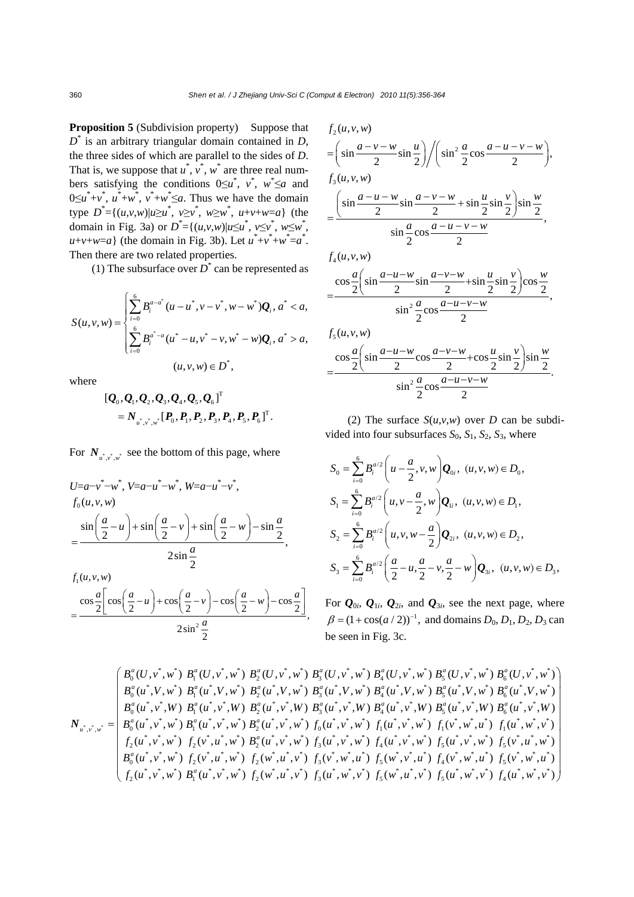**Proposition 5** (Subdivision property) Suppose that $D^*$ is an arbitrary triangular domain contained in $D$, the three sides of which are parallel to the sides of $D$. That is, we suppose that $u^*$, $v^*$, $w^*$ are three real numbers satisfying the conditions $0\le u^*$, $v^*$, $w^*\le a$ and $0\le u^*+v^*$, $u^*+w^*$, $v^*+w^*\le a$. Thus we have the domain type $D^*=\{(u,v,w)|u\ge u^*,\ v\ge v^*,\ w\ge w^*,\ u+v+w=a\}$ (the domain in Fig. 3a) or $D^*=\{(u,v,w)|u\le u^*,\ v\le v^*,\ w\le w^*,\ u+v+w=a\}$ (the domain in Fig. 3b). Let $u^*+v^*+w^*=a^*$. Then there are two related properties.

(1) The subsurface over $D^*$ can be represented as

$$
S(u,v,w)=\begin{cases}\displaystyle\sum_{i=0}^{6}B_i^{a-a^*}(u-u^*,v-v^*,w-w^*)\boldsymbol{Q}_i,\ a^*<a,\\ \displaystyle\sum_{i=0}^{6}B_i^{a^*-a}(u^*-u,v^*-v,w^*-w)\boldsymbol{Q}_i,\ a^*>a,\end{cases}
$$

$$
(u,v,w)\in D^*,
$$

where

$$
[\boldsymbol{Q}_0,\boldsymbol{Q}_1,\boldsymbol{Q}_2,\boldsymbol{Q}_3,\boldsymbol{Q}_4,\boldsymbol{Q}_5,\boldsymbol{Q}_6]^{\mathrm{T}}=\boldsymbol{N}_{u^*,v^*,w^*}[\boldsymbol{P}_0,\boldsymbol{P}_1,\boldsymbol{P}_2,\boldsymbol{P}_3,\boldsymbol{P}_4,\boldsymbol{P}_5,\boldsymbol{P}_6]^{\mathrm{T}}.
$$

For $\boldsymbol{N}_{u^*,v^*,w^*}$ see the bottom of this page, where

$U=a-v^*-w^*$, $V=a-u^*-w^*$, $W=a-u^*-v^*$,

$$
f_0(u,v,w)=\frac{\sin\left(\dfrac{a}{2}-u\right)+\sin\left(\dfrac{a}{2}-v\right)+\sin\left(\dfrac{a}{2}-w\right)-\sin\dfrac{a}{2}}{2\sin\dfrac{a}{2}},
$$

$$
f_1(u,v,w)=\frac{\cos\dfrac{a}{2}\left[\cos\left(\dfrac{a}{2}-u\right)+\cos\left(\dfrac{a}{2}-v\right)-\cos\left(\dfrac{a}{2}-w\right)-\cos\dfrac{a}{2}\right]}{2\sin^2\dfrac{a}{2}},
$$

$$
f_2(u,v,w)=\left(\sin\frac{a-v-w}{2}\sin\frac{u}{2}\right)\bigg/\left(\sin^2\frac{a}{2}\cos\frac{a-u-v-w}{2}\right),
$$

$$
f_3(u,v,w)=\frac{\left(\sin\dfrac{a-u-w}{2}\sin\dfrac{a-v-w}{2}+\sin\dfrac{u}{2}\sin\dfrac{v}{2}\right)\sin\dfrac{w}{2}}{\sin\dfrac{a}{2}\cos\dfrac{a-u-v-w}{2}},
$$

$$
f_4(u,v,w)=\frac{\cos\dfrac{a}{2}\left(\sin\dfrac{a-u-w}{2}\sin\dfrac{a-v-w}{2}+\sin\dfrac{u}{2}\sin\dfrac{v}{2}\right)\cos\dfrac{w}{2}}{\sin^2\dfrac{a}{2}\cos\dfrac{a-u-v-w}{2}},
$$

$$
f_5(u,v,w)=\frac{\cos\dfrac{a}{2}\left(\sin\dfrac{a-u-w}{2}\cos\dfrac{a-v-w}{2}+\cos\dfrac{u}{2}\sin\dfrac{v}{2}\right)\sin\dfrac{w}{2}}{\sin^2\dfrac{a}{2}\cos\dfrac{a-u-v-w}{2}}.
$$

(2) The surface $S(u,v,w)$ over $D$ can be subdivided into four subsurfaces $S_0$, $S_1$, $S_2$, $S_3$, where

$$
S_0=\sum_{i=0}^{6}B_i^{a/2}\left(u-\frac{a}{2},v,w\right)\boldsymbol{Q}_{0i},\ (u,v,w)\in D_0,
$$

$$
S_1=\sum_{i=0}^{6}B_i^{a/2}\left(u,v-\frac{a}{2},w\right)\boldsymbol{Q}_{1i},\ (u,v,w)\in D_1,
$$

$$
S_2=\sum_{i=0}^{6}B_i^{a/2}\left(u,v,w-\frac{a}{2}\right)\boldsymbol{Q}_{2i},\ (u,v,w)\in D_2,
$$

$$
S_3=\sum_{i=0}^{6}B_i^{a/2}\left(\frac{a}{2}-u,\frac{a}{2}-v,\frac{a}{2}-w\right)\boldsymbol{Q}_{3i},\ (u,v,w)\in D_3,
$$

For $\boldsymbol{Q}_{0i}$, $\boldsymbol{Q}_{1i}$, $\boldsymbol{Q}_{2i}$, and $\boldsymbol{Q}_{3i}$, see the next page, where $\beta=(1+\cos(a/2))^{-1}$, and domains $D_0$, $D_1$, $D_2$, $D_3$ can be seen in Fig. 3c.

$$
\boldsymbol{N}_{u^*,v^*,w^*}=\begin{pmatrix}
B_0^a(U,v^*,w^*) & B_1^a(U,v^*,w^*) & B_2^a(U,v^*,w^*) & B_3^a(U,v^*,w^*) & B_4^a(U,v^*,w^*) & B_5^a(U,v^*,w^*) & B_6^a(U,v^*,w^*)\\
B_0^a(u^*,V,w^*) & B_1^a(u^*,V,w^*) & B_2^a(u^*,V,w^*) & B_3^a(u^*,V,w^*) & B_4^a(u^*,V,w^*) & B_5^a(u^*,V,w^*) & B_6^a(u^*,V,w^*)\\
B_0^a(u^*,v^*,W) & B_1^a(u^*,v^*,W) & B_2^a(u^*,v^*,W) & B_3^a(u^*,v^*,W) & B_4^a(u^*,v^*,W) & B_5^a(u^*,v^*,W) & B_6^a(u^*,v^*,W)\\
B_0^a(u^*,v^*,w^*) & B_1^a(u^*,v^*,w^*) & B_2^a(u^*,v^*,w^*) & f_0(u^*,v^*,w^*) & f_1(u^*,v^*,w^*) & f_1(v^*,w^*,u^*) & f_1(u^*,w^*,v^*)\\
f_2(u^*,v^*,w^*) & f_2(v^*,u^*,w^*) & B_2^a(u^*,v^*,w^*) & f_3(u^*,v^*,w^*) & f_4(u^*,v^*,w^*) & f_5(u^*,v^*,w^*) & f_5(v^*,u^*,w^*)\\
B_0^a(u^*,v^*,w^*) & f_2(v^*,u^*,w^*) & f_2(w^*,u^*,v^*) & f_3(v^*,w^*,u^*) & f_5(w^*,v^*,u^*) & f_4(v^*,w^*,u^*) & f_5(v^*,w^*,u^*)\\
f_2(u^*,v^*,w^*) & B_1^a(u^*,v^*,w^*) & f_2(w^*,u^*,v^*) & f_3(u^*,w^*,v^*) & f_5(w^*,u^*,v^*) & f_5(u^*,w^*,v^*) & f_4(u^*,w^*,v^*)
\end{pmatrix}
$$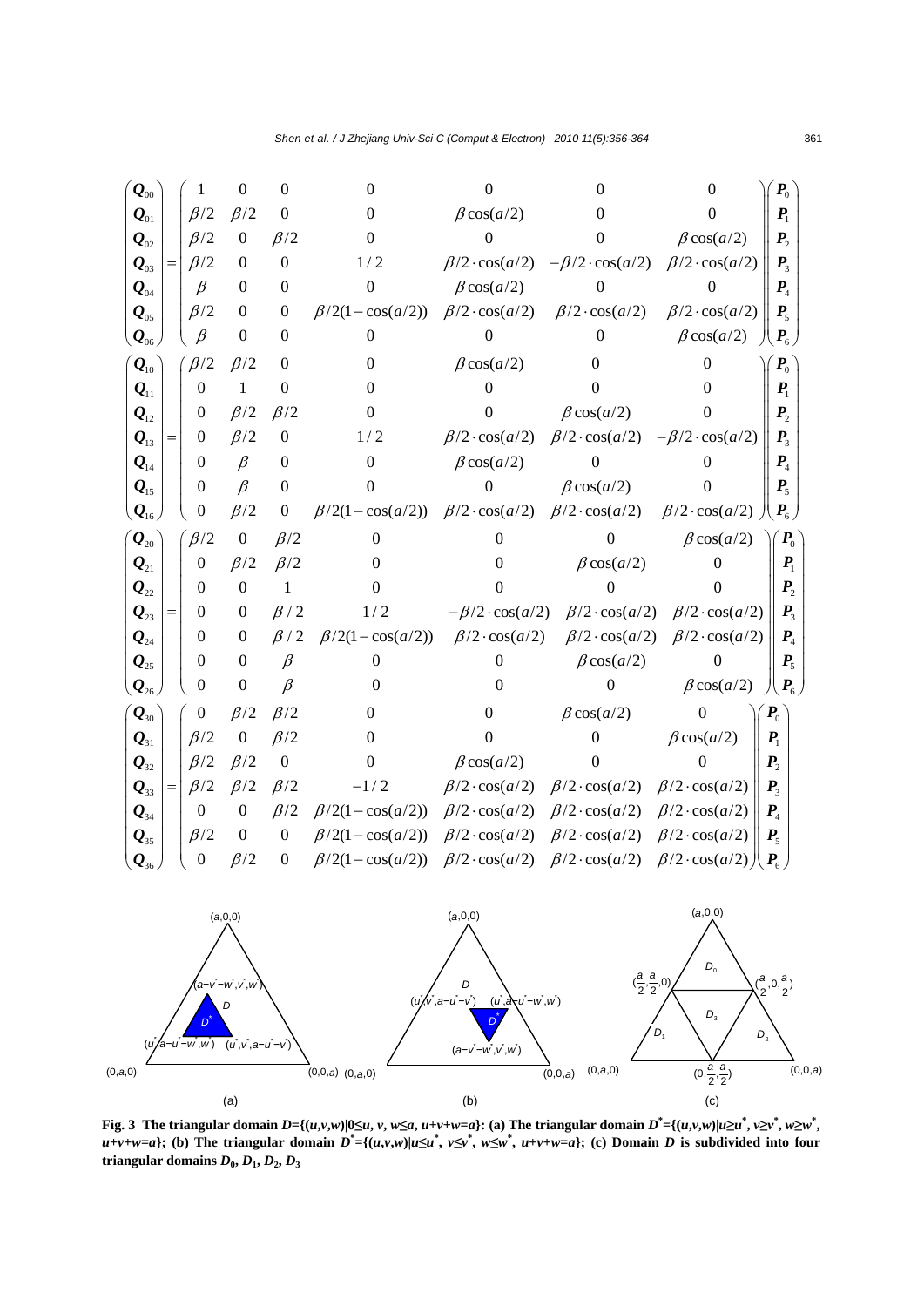$$\begin{pmatrix} \boldsymbol{Q}_{00} \\ \boldsymbol{Q}_{01} \\ \boldsymbol{Q}_{02} \\ \boldsymbol{Q}_{03} \\ \boldsymbol{Q}_{04} \\ \boldsymbol{Q}_{05} \\ \boldsymbol{Q}_{06} \end{pmatrix} = \begin{pmatrix} 1 & 0 & 0 & 0 & 0 & 0 & 0 \\ \beta/2 & \beta/2 & 0 & 0 & \beta\cos(a/2) & 0 & 0 \\ \beta/2 & 0 & \beta/2 & 0 & 0 & 0 & \beta\cos(a/2) \\ \beta/2 & 0 & 0 & 1/2 & \beta/2\cdot\cos(a/2) & -\beta/2\cdot\cos(a/2) & \beta/2\cdot\cos(a/2) \\ \beta & 0 & 0 & 0 & \beta\cos(a/2) & 0 & 0 \\ \beta/2 & 0 & 0 & \beta/2(1-\cos(a/2)) & \beta/2\cdot\cos(a/2) & \beta/2\cdot\cos(a/2) & \beta/2\cdot\cos(a/2) \\ \beta & 0 & 0 & 0 & 0 & 0 & \beta\cos(a/2) \end{pmatrix} \begin{pmatrix} \boldsymbol{P}_0 \\ \boldsymbol{P}_1 \\ \boldsymbol{P}_2 \\ \boldsymbol{P}_3 \\ \boldsymbol{P}_4 \\ \boldsymbol{P}_5 \\ \boldsymbol{P}_6 \end{pmatrix}$$

$$\begin{pmatrix} \boldsymbol{Q}_{10} \\ \boldsymbol{Q}_{11} \\ \boldsymbol{Q}_{12} \\ \boldsymbol{Q}_{13} \\ \boldsymbol{Q}_{14} \\ \boldsymbol{Q}_{15} \\ \boldsymbol{Q}_{16} \end{pmatrix} = \begin{pmatrix} \beta/2 & \beta/2 & 0 & 0 & \beta\cos(a/2) & 0 & 0 \\ 0 & 1 & 0 & 0 & 0 & 0 & 0 \\ 0 & \beta/2 & \beta/2 & 0 & 0 & \beta\cos(a/2) & 0 \\ 0 & \beta/2 & 0 & 1/2 & \beta/2\cdot\cos(a/2) & \beta/2\cdot\cos(a/2) & -\beta/2\cdot\cos(a/2) \\ 0 & \beta & 0 & 0 & \beta\cos(a/2) & 0 & 0 \\ 0 & \beta & 0 & 0 & 0 & \beta\cos(a/2) & 0 \\ 0 & \beta/2 & 0 & \beta/2(1-\cos(a/2)) & \beta/2\cdot\cos(a/2) & \beta/2\cdot\cos(a/2) & \beta/2\cdot\cos(a/2) \end{pmatrix} \begin{pmatrix} \boldsymbol{P}_0 \\ \boldsymbol{P}_1 \\ \boldsymbol{P}_2 \\ \boldsymbol{P}_3 \\ \boldsymbol{P}_4 \\ \boldsymbol{P}_5 \\ \boldsymbol{P}_6 \end{pmatrix}$$

$$\begin{pmatrix} \boldsymbol{Q}_{20} \\ \boldsymbol{Q}_{21} \\ \boldsymbol{Q}_{22} \\ \boldsymbol{Q}_{23} \\ \boldsymbol{Q}_{24} \\ \boldsymbol{Q}_{25} \\ \boldsymbol{Q}_{26} \end{pmatrix} = \begin{pmatrix} \beta/2 & 0 & \beta/2 & 0 & 0 & 0 & \beta\cos(a/2) \\ 0 & \beta/2 & \beta/2 & 0 & 0 & \beta\cos(a/2) & 0 \\ 0 & 0 & 1 & 0 & 0 & 0 & 0 \\ 0 & 0 & \beta/2 & 1/2 & -\beta/2\cdot\cos(a/2) & \beta/2\cdot\cos(a/2) & \beta/2\cdot\cos(a/2) \\ 0 & 0 & \beta/2 & \beta/2(1-\cos(a/2)) & \beta/2\cdot\cos(a/2) & \beta/2\cdot\cos(a/2) & \beta/2\cdot\cos(a/2) \\ 0 & 0 & \beta & 0 & 0 & \beta\cos(a/2) & 0 \\ 0 & 0 & \beta & 0 & 0 & 0 & \beta\cos(a/2) \end{pmatrix} \begin{pmatrix} \boldsymbol{P}_0 \\ \boldsymbol{P}_1 \\ \boldsymbol{P}_2 \\ \boldsymbol{P}_3 \\ \boldsymbol{P}_4 \\ \boldsymbol{P}_5 \\ \boldsymbol{P}_6 \end{pmatrix}$$

$$\begin{pmatrix} \boldsymbol{Q}_{30} \\ \boldsymbol{Q}_{31} \\ \boldsymbol{Q}_{32} \\ \boldsymbol{Q}_{33} \\ \boldsymbol{Q}_{34} \\ \boldsymbol{Q}_{35} \\ \boldsymbol{Q}_{36} \end{pmatrix} = \begin{pmatrix} 0 & \beta/2 & \beta/2 & 0 & 0 & \beta\cos(a/2) & 0 \\ \beta/2 & 0 & \beta/2 & 0 & 0 & 0 & \beta\cos(a/2) \\ \beta/2 & \beta/2 & 0 & 0 & \beta\cos(a/2) & 0 & 0 \\ \beta/2 & \beta/2 & \beta/2 & -1/2 & \beta/2\cdot\cos(a/2) & \beta/2\cdot\cos(a/2) & \beta/2\cdot\cos(a/2) \\ 0 & 0 & \beta/2 & \beta/2(1-\cos(a/2)) & \beta/2\cdot\cos(a/2) & \beta/2\cdot\cos(a/2) & \beta/2\cdot\cos(a/2) \\ \beta/2 & 0 & 0 & \beta/2(1-\cos(a/2)) & \beta/2\cdot\cos(a/2) & \beta/2\cdot\cos(a/2) & \beta/2\cdot\cos(a/2) \\ 0 & \beta/2 & 0 & \beta/2(1-\cos(a/2)) & \beta/2\cdot\cos(a/2) & \beta/2\cdot\cos(a/2) & \beta/2\cdot\cos(a/2) \end{pmatrix} \begin{pmatrix} \boldsymbol{P}_0 \\ \boldsymbol{P}_1 \\ \boldsymbol{P}_2 \\ \boldsymbol{P}_3 \\ \boldsymbol{P}_4 \\ \boldsymbol{P}_5 \\ \boldsymbol{P}_6 \end{pmatrix}$$

**Fig. 3 The triangular domain $D=\{(u,v,w)|0\le u, v, w\le a, u+v+w=a\}$: (a) The triangular domain $D^*=\{(u,v,w)|u\ge u^*, v\ge v^*, w\ge w^*, u+v+w=a\}$; (b) The triangular domain $D^*=\{(u,v,w)|u\le u^*, v\le v^*, w\le w^*, u+v+w=a\}$; (c) Domain $D$ is subdivided into four triangular domains $D_0, D_1, D_2, D_3$**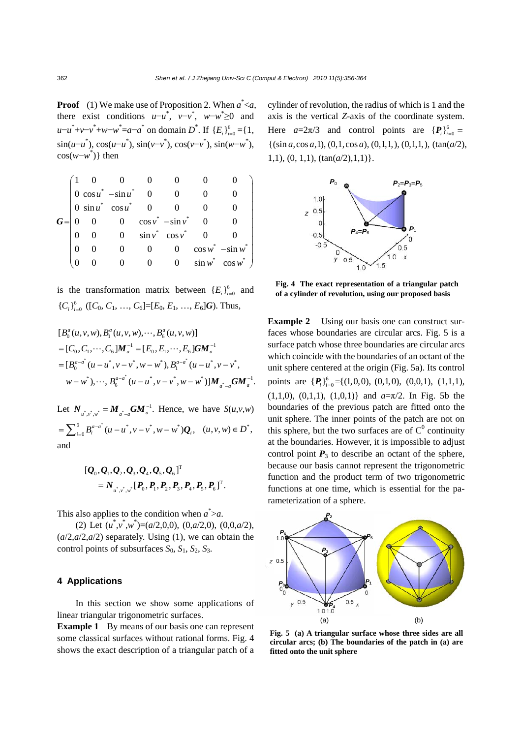**Proof** (1) We make use of Proposition 2. When $a^*<a$, there exist conditions $u-u^*$, $v-v^*$, $w-w^*\geq 0$ and $u-u^*+v-v^*+w-w^*=a-a^*$ on domain $D^*$. If $\{E_i\}_{i=0}^6=\{1, \sin(u-u^*), \cos(u-u^*), \sin(v-v^*), \cos(v-v^*), \sin(w-w^*), \cos(w-w^*)\}$ then

$$
\boldsymbol{G}=\begin{pmatrix}
1 & 0 & 0 & 0 & 0 & 0 & 0\\
0 & \cos u^* & -\sin u^* & 0 & 0 & 0 & 0\\
0 & \sin u^* & \cos u^* & 0 & 0 & 0 & 0\\
0 & 0 & 0 & \cos v^* & -\sin v^* & 0 & 0\\
0 & 0 & 0 & \sin v^* & \cos v^* & 0 & 0\\
0 & 0 & 0 & 0 & 0 & \cos w^* & -\sin w^*\\
0 & 0 & 0 & 0 & 0 & \sin w^* & \cos w^*
\end{pmatrix}
$$

is the transformation matrix between $\{E_i\}_{i=0}^6$ and $\{C_i\}_{i=0}^6$ ($[C_0, C_1, \ldots, C_6]=[E_0, E_1, \ldots, E_6]\boldsymbol{G}$). Thus,

$$
\begin{aligned}
&[B_0^a(u,v,w), B_1^a(u,v,w), \cdots, B_6^a(u,v,w)]\\
&=[C_0, C_1, \cdots, C_6]\boldsymbol{M}_a^{-1}=[E_0, E_1, \cdots, E_6]\boldsymbol{G}\boldsymbol{M}_a^{-1}\\
&=[B_0^{a-a^*}(u-u^*, v-v^*, w-w^*), B_1^{a-a^*}(u-u^*, v-v^*,\\
&\quad w-w^*), \cdots, B_6^{a-a^*}(u-u^*, v-v^*, w-w^*)]\boldsymbol{M}_{a^*-a}\boldsymbol{G}\boldsymbol{M}_a^{-1}.
\end{aligned}
$$

Let $\boldsymbol{N}_{u^*,v^*,w^*}=\boldsymbol{M}_{a^*-a}\boldsymbol{G}\boldsymbol{M}_a^{-1}$. Hence, we have $S(u,v,w)=\sum_{i=0}^6 B_i^{a-a^*}(u-u^*, v-v^*, w-w^*)\boldsymbol{Q}_i, \quad (u,v,w)\in D^*$, and

$$
[\boldsymbol{Q}_0, \boldsymbol{Q}_1, \boldsymbol{Q}_2, \boldsymbol{Q}_3, \boldsymbol{Q}_4, \boldsymbol{Q}_5, \boldsymbol{Q}_6]^{\mathrm{T}}
=\boldsymbol{N}_{u^*,v^*,w^*}[\boldsymbol{P}_0, \boldsymbol{P}_1, \boldsymbol{P}_2, \boldsymbol{P}_3, \boldsymbol{P}_4, \boldsymbol{P}_5, \boldsymbol{P}_6]^{\mathrm{T}}.
$$

This also applies to the condition when $a^*>a$.

(2) Let $(u^*,v^*,w^*)=(a/2,0,0)$, $(0,a/2,0)$, $(0,0,a/2)$, $(a/2,a/2,a/2)$ separately. Using (1), we can obtain the control points of subsurfaces $S_0$, $S_1$, $S_2$, $S_3$.

## 4 Applications

In this section we show some applications of linear triangular trigonometric surfaces.

**Example 1** By means of our basis one can represent some classical surfaces without rational forms. Fig. 4 shows the exact description of a triangular patch of a cylinder of revolution, the radius of which is 1 and the axis is the vertical $Z$-axis of the coordinate system. Here $a=2\pi/3$ and control points are $\{\boldsymbol{P}_i\}_{i=0}^6=\{(\sin a, \cos a, 1), (0,1,\cos a), (0,1,1,), (0,1,1,), (\tan(a/2), 1,1), (0, 1,1), (\tan(a/2),1,1)\}$.

**Fig. 4 The exact representation of a triangular patch of a cylinder of revolution, using our proposed basis**

**Example 2** Using our basis one can construct surfaces whose boundaries are circular arcs. Fig. 5 is a surface patch whose three boundaries are circular arcs which coincide with the boundaries of an octant of the unit sphere centered at the origin (Fig. 5a). Its control points are $\{\boldsymbol{P}_i\}_{i=0}^6=\{(1,0,0), (0,1,0), (0,0,1), (1,1,1), (1,1,0), (0,1,1), (1,0,1)\}$ and $a=\pi/2$. In Fig. 5b the boundaries of the previous patch are fitted onto the unit sphere. The inner points of the patch are not on this sphere, but the two surfaces are of $C^0$ continuity at the boundaries. However, it is impossible to adjust control point $\boldsymbol{P}_3$ to describe an octant of the sphere, because our basis cannot represent the trigonometric function and the product term of two trigonometric functions at one time, which is essential for the parameterization of a sphere.

**Fig. 5 (a) A triangular surface whose three sides are all circular arcs; (b) The boundaries of the patch in (a) are fitted onto the unit sphere**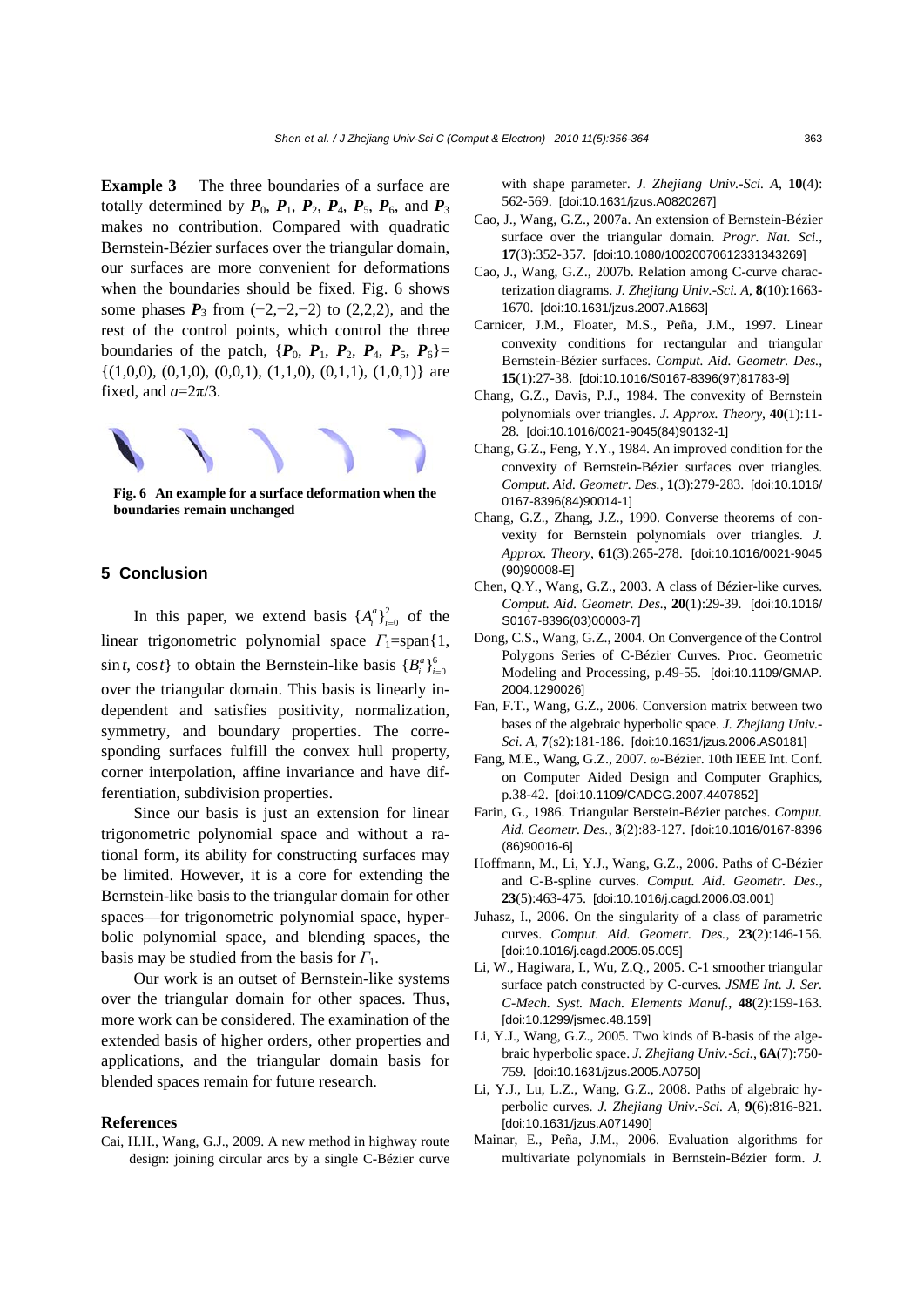**Example 3** The three boundaries of a surface are totally determined by $\boldsymbol{P}_0$, $\boldsymbol{P}_1$, $\boldsymbol{P}_2$, $\boldsymbol{P}_4$, $\boldsymbol{P}_5$, $\boldsymbol{P}_6$, and $\boldsymbol{P}_3$ makes no contribution. Compared with quadratic Bernstein-Bézier surfaces over the triangular domain, our surfaces are more convenient for deformations when the boundaries should be fixed. Fig. 6 shows some phases $\boldsymbol{P}_3$ from $(-2,-2,-2)$ to $(2,2,2)$, and the rest of the control points, which control the three boundaries of the patch, $\{\boldsymbol{P}_0, \boldsymbol{P}_1, \boldsymbol{P}_2, \boldsymbol{P}_4, \boldsymbol{P}_5, \boldsymbol{P}_6\}=\{(1,0,0), (0,1,0), (0,0,1), (1,1,0), (0,1,1), (1,0,1)\}$ are fixed, and $a=2\pi/3$.

**Fig. 6 An example for a surface deformation when the boundaries remain unchanged**

## 5 Conclusion

In this paper, we extend basis $\{A_i^a\}_{i=0}^2$ of the linear trigonometric polynomial space $\Gamma_1=\text{span}\{1, \sin t, \cos t\}$ to obtain the Bernstein-like basis $\{B_i^a\}_{i=0}^6$ over the triangular domain. This basis is linearly independent and satisfies positivity, normalization, symmetry, and boundary properties. The corresponding surfaces fulfill the convex hull property, corner interpolation, affine invariance and have differentiation, subdivision properties.

Since our basis is just an extension for linear trigonometric polynomial space and without a rational form, its ability for constructing surfaces may be limited. However, it is a core for extending the Bernstein-like basis to the triangular domain for other spaces—for trigonometric polynomial space, hyperbolic polynomial space, and blending spaces, the basis may be studied from the basis for $\Gamma_1$.

Our work is an outset of Bernstein-like systems over the triangular domain for other spaces. Thus, more work can be considered. The examination of the extended basis of higher orders, other properties and applications, and the triangular domain basis for blended spaces remain for future research.

## References

Cai, H.H., Wang, G.J., 2009. A new method in highway route design: joining circular arcs by a single C-Bézier curve with shape parameter. *J. Zhejiang Univ.-Sci. A*, **10**(4): 562-569. [doi:10.1631/jzus.A0820267]

Cao, J., Wang, G.Z., 2007a. An extension of Bernstein-Bézier surface over the triangular domain. *Progr. Nat. Sci.*, **17**(3):352-357. [doi:10.1080/10020070612331343269]

Cao, J., Wang, G.Z., 2007b. Relation among C-curve characterization diagrams. *J. Zhejiang Univ.-Sci. A*, **8**(10):1663-1670. [doi:10.1631/jzus.2007.A1663]

Carnicer, J.M., Floater, M.S., Peña, J.M., 1997. Linear convexity conditions for rectangular and triangular Bernstein-Bézier surfaces. *Comput. Aid. Geometr. Des.*, **15**(1):27-38. [doi:10.1016/S0167-8396(97)81783-9]

Chang, G.Z., Davis, P.J., 1984. The convexity of Bernstein polynomials over triangles. *J. Approx. Theory*, **40**(1):11-28. [doi:10.1016/0021-9045(84)90132-1]

Chang, G.Z., Feng, Y.Y., 1984. An improved condition for the convexity of Bernstein-Bézier surfaces over triangles. *Comput. Aid. Geometr. Des.*, **1**(3):279-283. [doi:10.1016/0167-8396(84)90014-1]

Chang, G.Z., Zhang, J.Z., 1990. Converse theorems of convexity for Bernstein polynomials over triangles. *J. Approx. Theory*, **61**(3):265-278. [doi:10.1016/0021-9045(90)90008-E]

Chen, Q.Y., Wang, G.Z., 2003. A class of Bézier-like curves. *Comput. Aid. Geometr. Des.*, **20**(1):29-39. [doi:10.1016/S0167-8396(03)00003-7]

Dong, C.S., Wang, G.Z., 2004. On Convergence of the Control Polygons Series of C-Bézier Curves. Proc. Geometric Modeling and Processing, p.49-55. [doi:10.1109/GMAP.2004.1290026]

Fan, F.T., Wang, G.Z., 2006. Conversion matrix between two bases of the algebraic hyperbolic space. *J. Zhejiang Univ.-Sci. A*, **7**(s2):181-186. [doi:10.1631/jzus.2006.AS0181]

Fang, M.E., Wang, G.Z., 2007. *ω*-Bézier. 10th IEEE Int. Conf. on Computer Aided Design and Computer Graphics, p.38-42. [doi:10.1109/CADCG.2007.4407852]

Farin, G., 1986. Triangular Berstein-Bézier patches. *Comput. Aid. Geometr. Des.*, **3**(2):83-127. [doi:10.1016/0167-8396(86)90016-6]

Hoffmann, M., Li, Y.J., Wang, G.Z., 2006. Paths of C-Bézier and C-B-spline curves. *Comput. Aid. Geometr. Des.*, **23**(5):463-475. [doi:10.1016/j.cagd.2006.03.001]

Juhasz, I., 2006. On the singularity of a class of parametric curves. *Comput. Aid. Geometr. Des.*, **23**(2):146-156. [doi:10.1016/j.cagd.2005.05.005]

Li, W., Hagiwara, I., Wu, Z.Q., 2005. C-1 smoother triangular surface patch constructed by C-curves. *JSME Int. J. Ser. C-Mech. Syst. Mach. Elements Manuf.*, **48**(2):159-163. [doi:10.1299/jsmec.48.159]

Li, Y.J., Wang, G.Z., 2005. Two kinds of B-basis of the algebraic hyperbolic space. *J. Zhejiang Univ.-Sci.*, **6A**(7):750-759. [doi:10.1631/jzus.2005.A0750]

Li, Y.J., Lu, L.Z., Wang, G.Z., 2008. Paths of algebraic hyperbolic curves. *J. Zhejiang Univ.-Sci. A*, **9**(6):816-821. [doi:10.1631/jzus.A071490]

Mainar, E., Peña, J.M., 2006. Evaluation algorithms for multivariate polynomials in Bernstein-Bézier form. *J.*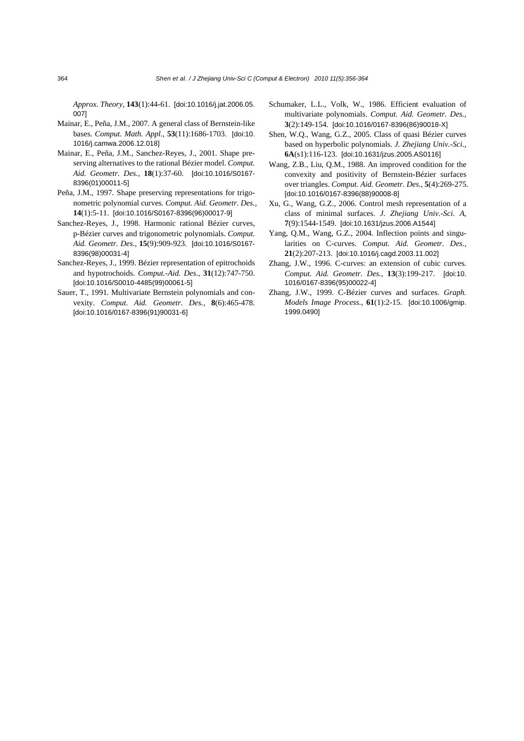*Approx. Theory*, **143**(1):44-61. [doi:10.1016/j.jat.2006.05.007]

Mainar, E., Peña, J.M., 2007. A general class of Bernstein-like bases. *Comput. Math. Appl.*, **53**(11):1686-1703. [doi:10.1016/j.camwa.2006.12.018]

Mainar, E., Peña, J.M., Sanchez-Reyes, J., 2001. Shape preserving alternatives to the rational Bézier model. *Comput. Aid. Geometr. Des.*, **18**(1):37-60. [doi:10.1016/S0167-8396(01)00011-5]

Peña, J.M., 1997. Shape preserving representations for trigonometric polynomial curves. *Comput. Aid. Geometr. Des.*, **14**(1):5-11. [doi:10.1016/S0167-8396(96)00017-9]

Sanchez-Reyes, J., 1998. Harmonic rational Bézier curves, p-Bézier curves and trigonometric polynomials. *Comput. Aid. Geometr. Des.*, **15**(9):909-923. [doi:10.1016/S0167-8396(98)00031-4]

Sanchez-Reyes, J., 1999. Bézier representation of epitrochoids and hypotrochoids. *Comput.-Aid. Des.*, **31**(12):747-750. [doi:10.1016/S0010-4485(99)00061-5]

Sauer, T., 1991. Multivariate Bernstein polynomials and convexity. *Comput. Aid. Geometr. Des.*, **8**(6):465-478. [doi:10.1016/0167-8396(91)90031-6]

Schumaker, L.L., Volk, W., 1986. Efficient evaluation of multivariate polynomials. *Comput. Aid. Geometr. Des.*, **3**(2):149-154. [doi:10.1016/0167-8396(86)90018-X]

Shen, W.Q., Wang, G.Z., 2005. Class of quasi Bézier curves based on hyperbolic polynomials. *J. Zhejiang Univ.-Sci.*, **6A**(s1):116-123. [doi:10.1631/jzus.2005.AS0116]

Wang, Z.B., Liu, Q.M., 1988. An improved condition for the convexity and positivity of Bernstein-Bézier surfaces over triangles. *Comput. Aid. Geometr. Des.*, **5**(4):269-275. [doi:10.1016/0167-8396(88)90008-8]

Xu, G., Wang, G.Z., 2006. Control mesh representation of a class of minimal surfaces. *J. Zhejiang Univ.-Sci. A*, **7**(9):1544-1549. [doi:10.1631/jzus.2006.A1544]

Yang, Q.M., Wang, G.Z., 2004. Inflection points and singularities on C-curves. *Comput. Aid. Geometr. Des.*, **21**(2):207-213. [doi:10.1016/j.cagd.2003.11.002]

Zhang, J.W., 1996. C-curves: an extension of cubic curves. *Comput. Aid. Geometr. Des.*, **13**(3):199-217. [doi:10.1016/0167-8396(95)00022-4]

Zhang, J.W., 1999. C-Bézier curves and surfaces. *Graph. Models Image Process.*, **61**(1):2-15. [doi:10.1006/gmip.1999.0490]